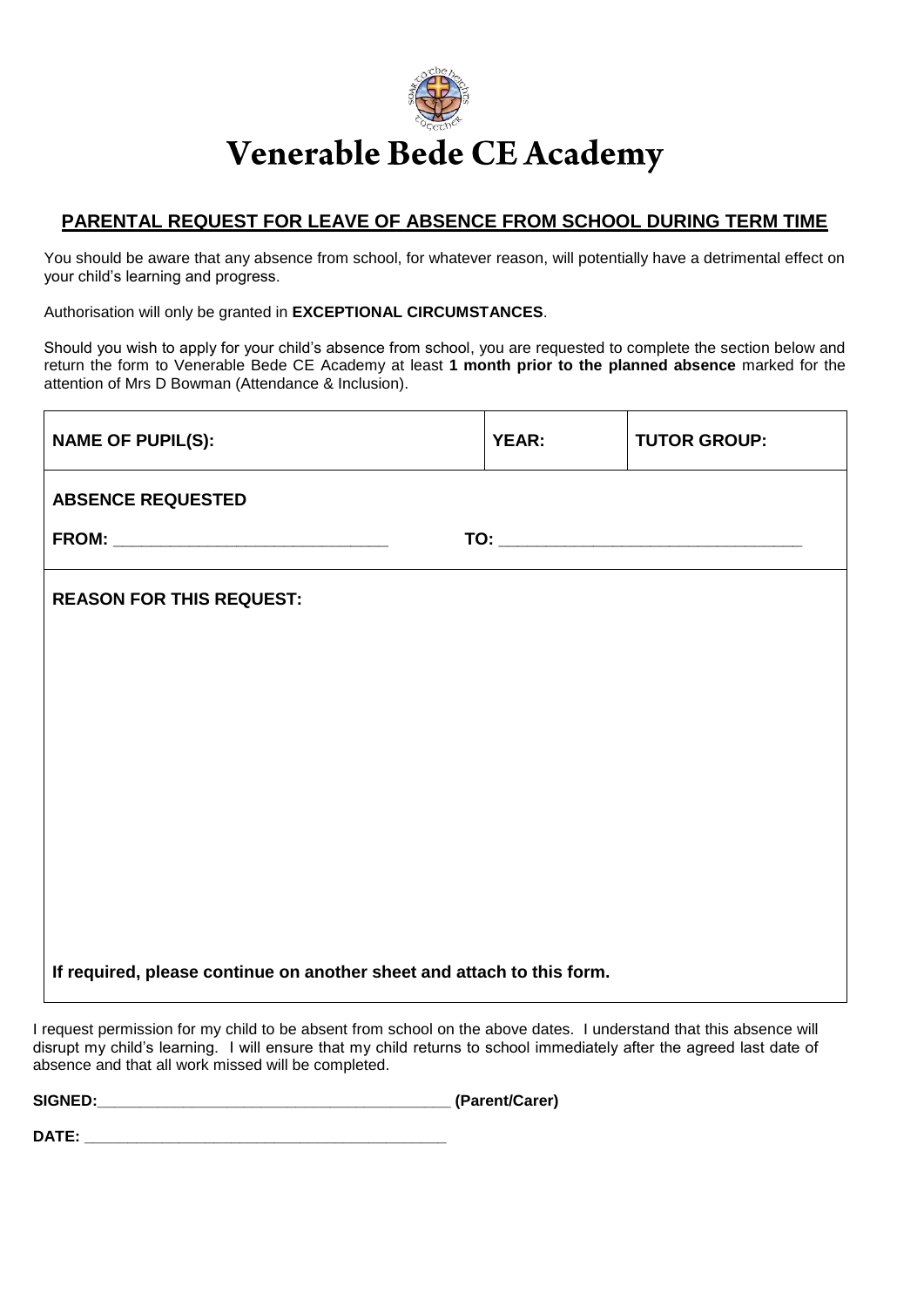# Venerable Bede CE Academy

## PARENTAL REQUEST FOR LEAVE OF ABSENCE FROM SCHOOL DURING TERM TIME

You should be aware that any absence from school, for whatever reason, will potentially have a detrimental effect on your child's learning and progress.

Authorisation will only be granted in **EXCEPTIONAL CIRCUMSTANCES**.

Should you wish to apply for your child's absence from school, you are requested to complete the section below and return the form to Venerable Bede CE Academy at least **1 month prior to the planned absence** marked for the attention of Mrs D Bowman (Attendance & Inclusion).

| NAME OF PUPIL(S): | YEAR: | TUTOR GROUP: |
|---|---|---|
| **ABSENCE REQUESTED**<br>**FROM:** ______________________________ **TO:** ______________________________ | | |
| **REASON FOR THIS REQUEST:**<br><br><br><br><br>**If required, please continue on another sheet and attach to this form.** | | |

I request permission for my child to be absent from school on the above dates. I understand that this absence will disrupt my child's learning. I will ensure that my child returns to school immediately after the agreed last date of absence and that all work missed will be completed.

**SIGNED:**__________________________________________ **(Parent/Carer)**

**DATE:** __________________________________________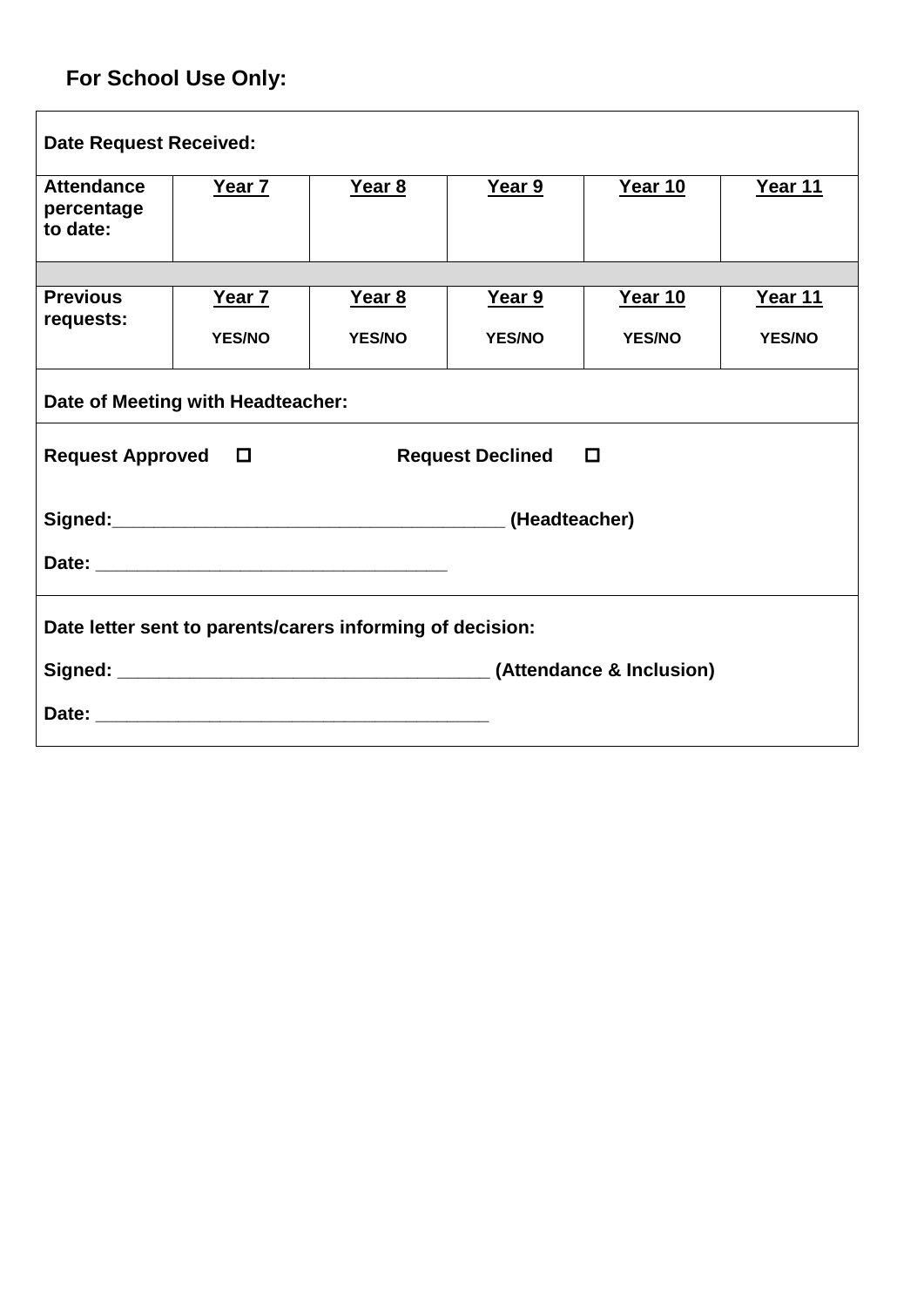## For School Use Only:

| | | | | | |
|---|---|---|---|---|---|
| **Date Request Received:** | | | | | |
| **Attendance percentage to date:** | **Year 7** | **Year 8** | **Year 9** | **Year 10** | **Year 11** |
| | | | | | |
| **Previous requests:** | **Year 7** YES/NO | **Year 8** YES/NO | **Year 9** YES/NO | **Year 10** YES/NO | **Year 11** YES/NO |
| **Date of Meeting with Headteacher:** | | | | | |

**Request Approved** ☐ **Request Declined** ☐

**Signed:**_____________________________________ **(Headteacher)**

**Date:** _________________________________

**Date letter sent to parents/carers informing of decision:**

**Signed:** __________________________________ **(Attendance & Inclusion)**

**Date:** _____________________________________